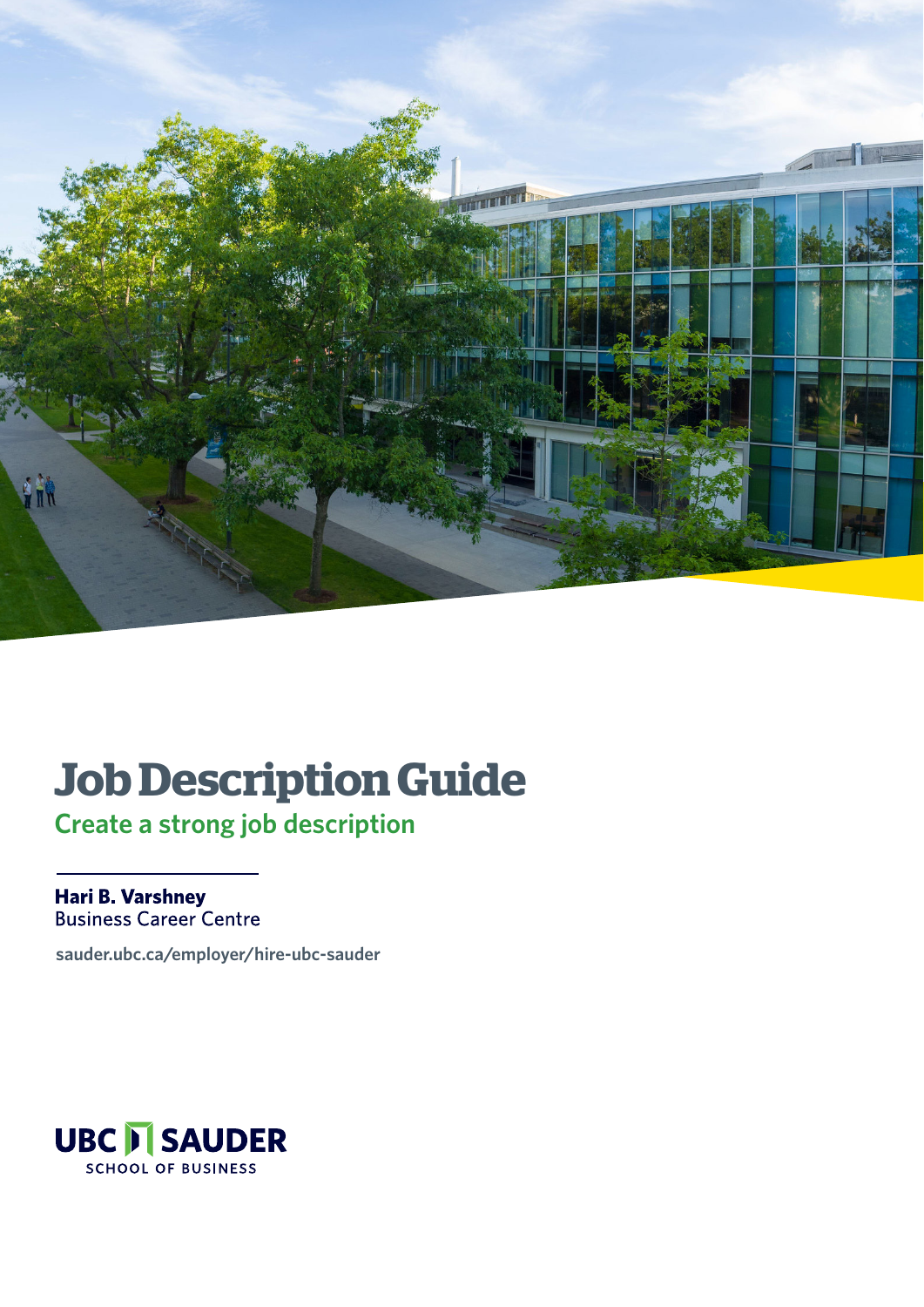# Job Description Guide

## Create a strong job description

**Hari B. Varshney**
Business Career Centre

sauder.ubc.ca/employer/hire-ubc-sauder

UBC SAUDER
SCHOOL OF BUSINESS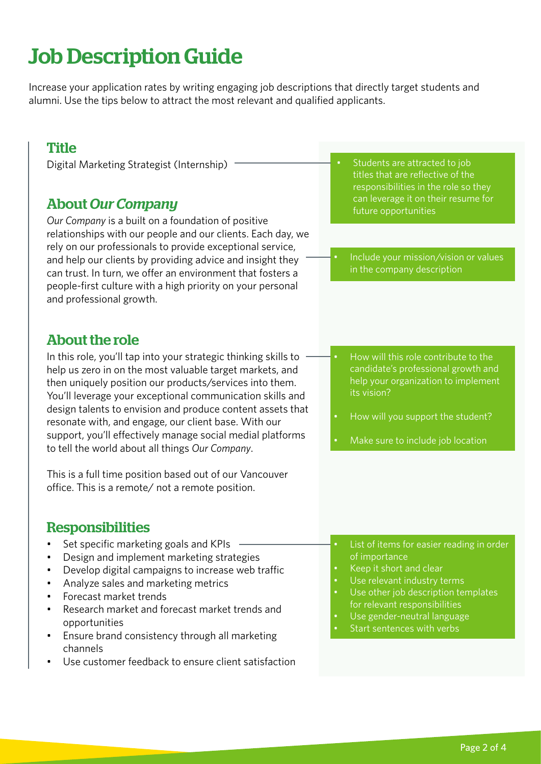# Job Description Guide

Increase your application rates by writing engaging job descriptions that directly target students and alumni. Use the tips below to attract the most relevant and qualified applicants.

## Title

Digital Marketing Strategist (Internship)

- Students are attracted to job titles that are reflective of the responsibilities in the role so they can leverage it on their resume for future opportunities

## About *Our Company*

*Our Company* is a built on a foundation of positive relationships with our people and our clients. Each day, we rely on our professionals to provide exceptional service, and help our clients by providing advice and insight they can trust. In turn, we offer an environment that fosters a people-first culture with a high priority on your personal and professional growth.

- Include your mission/vision or values in the company description

## About the role

In this role, you'll tap into your strategic thinking skills to help us zero in on the most valuable target markets, and then uniquely position our products/services into them. You'll leverage your exceptional communication skills and design talents to envision and produce content assets that resonate with, and engage, our client base. With our support, you'll effectively manage social medial platforms to tell the world about all things *Our Company*.

This is a full time position based out of our Vancouver office. This is a remote/ not a remote position.

- How will this role contribute to the candidate's professional growth and help your organization to implement its vision?
- How will you support the student?
- Make sure to include job location

## Responsibilities

- Set specific marketing goals and KPIs
- Design and implement marketing strategies
- Develop digital campaigns to increase web traffic
- Analyze sales and marketing metrics
- Forecast market trends
- Research market and forecast market trends and opportunities
- Ensure brand consistency through all marketing channels
- Use customer feedback to ensure client satisfaction

- List of items for easier reading in order of importance
- Keep it short and clear
- Use relevant industry terms
- Use other job description templates for relevant responsibilities
- Use gender-neutral language
- Start sentences with verbs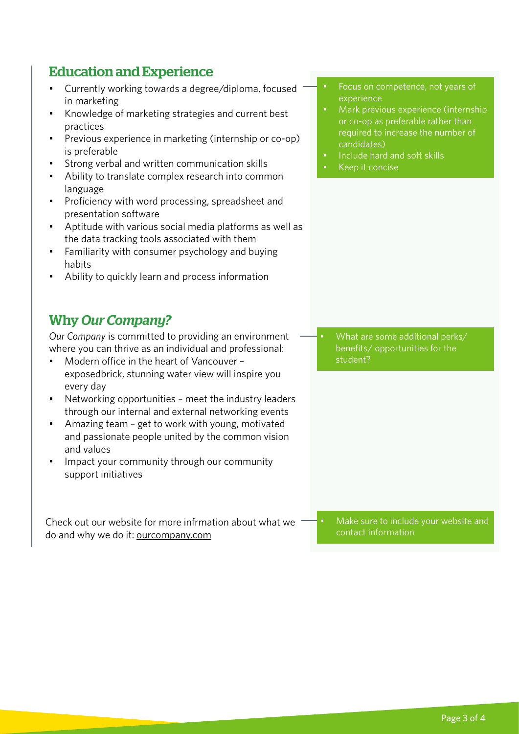## Education and Experience

- Currently working towards a degree/diploma, focused in marketing
- Knowledge of marketing strategies and current best practices
- Previous experience in marketing (internship or co-op) is preferable
- Strong verbal and written communication skills
- Ability to translate complex research into common language
- Proficiency with word processing, spreadsheet and presentation software
- Aptitude with various social media platforms as well as the data tracking tools associated with them
- Familiarity with consumer psychology and buying habits
- Ability to quickly learn and process information

> - Focus on competence, not years of experience
> - Mark previous experience (internship or co-op as preferable rather than required to increase the number of candidates)
> - Include hard and soft skills
> - Keep it concise

## Why *Our Company?*

*Our Company* is committed to providing an environment where you can thrive as an individual and professional:

- Modern office in the heart of Vancouver – exposedbrick, stunning water view will inspire you every day
- Networking opportunities – meet the industry leaders through our internal and external networking events
- Amazing team – get to work with young, motivated and passionate people united by the common vision and values
- Impact your community through our community support initiatives

> - What are some additional perks/ benefits/ opportunities for the student?

Check out our website for more infrmation about what we do and why we do it: ourcompany.com

> - Make sure to include your website and contact information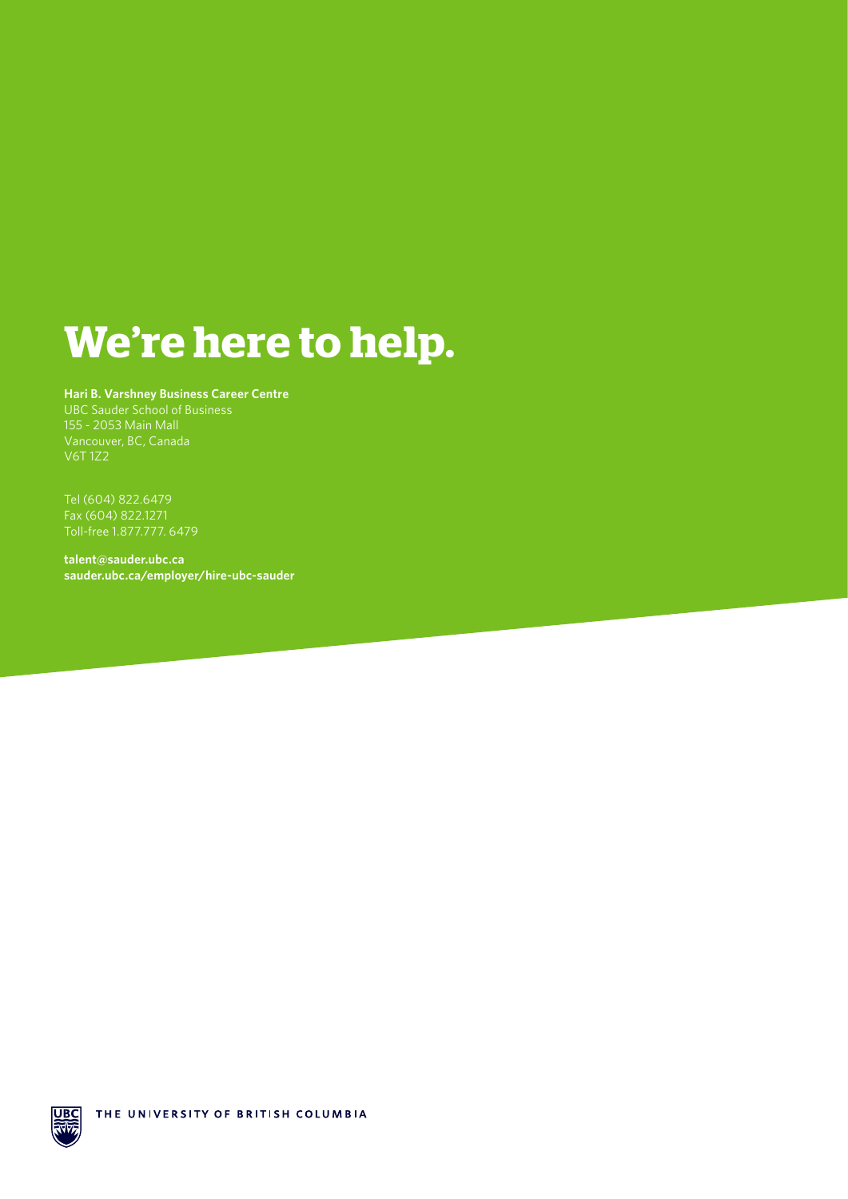# We're here to help.

**Hari B. Varshney Business Career Centre**
UBC Sauder School of Business
155 - 2053 Main Mall
Vancouver, BC, Canada
V6T 1Z2

Tel (604) 822.6479
Fax (604) 822.1271
Toll-free 1.877.777. 6479

**talent@sauder.ubc.ca**
**sauder.ubc.ca/employer/hire-ubc-sauder**

THE UNIVERSITY OF BRITISH COLUMBIA